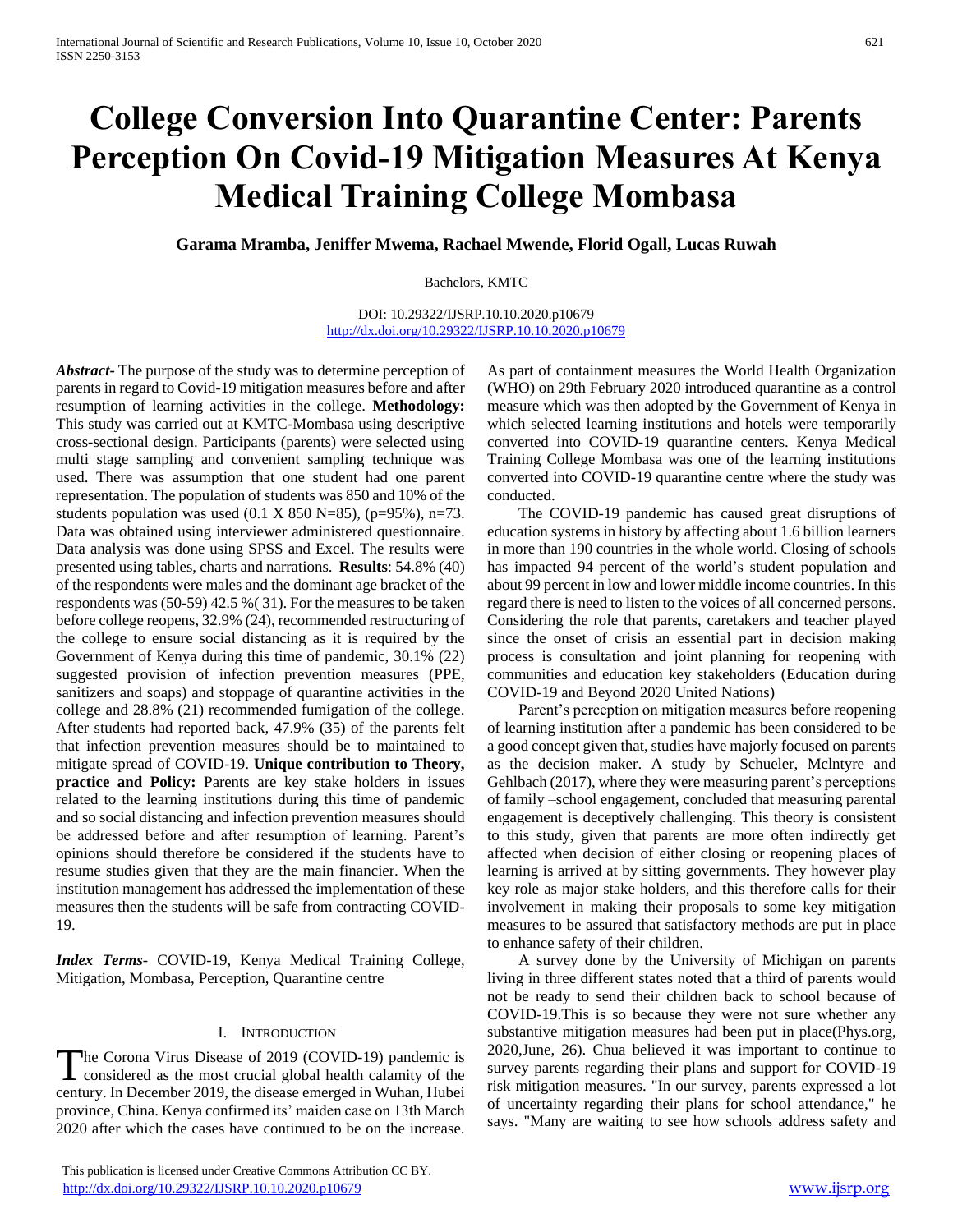# College Conversion Into Quarantine Center: Parents Perception On Covid-19 Mitigation Measures At Kenya Medical Training College Mombasa

**Garama Mramba, Jeniffer Mwema, Rachael Mwende, Florid Ogall, Lucas Ruwah**

Bachelors, KMTC

DOI: 10.29322/IJSRP.10.10.2020.p10679
http://dx.doi.org/10.29322/IJSRP.10.10.2020.p10679

***Abstract-*** The purpose of the study was to determine perception of parents in regard to Covid-19 mitigation measures before and after resumption of learning activities in the college. **Methodology:** This study was carried out at KMTC-Mombasa using descriptive cross-sectional design. Participants (parents) were selected using multi stage sampling and convenient sampling technique was used. There was assumption that one student had one parent representation. The population of students was 850 and 10% of the students population was used (0.1 X 850 N=85), (p=95%), n=73. Data was obtained using interviewer administered questionnaire. Data analysis was done using SPSS and Excel. The results were presented using tables, charts and narrations. **Results**: 54.8% (40) of the respondents were males and the dominant age bracket of the respondents was (50-59) 42.5 %( 31). For the measures to be taken before college reopens, 32.9% (24), recommended restructuring of the college to ensure social distancing as it is required by the Government of Kenya during this time of pandemic, 30.1% (22) suggested provision of infection prevention measures (PPE, sanitizers and soaps) and stoppage of quarantine activities in the college and 28.8% (21) recommended fumigation of the college. After students had reported back, 47.9% (35) of the parents felt that infection prevention measures should be to maintained to mitigate spread of COVID-19. **Unique contribution to Theory, practice and Policy:** Parents are key stake holders in issues related to the learning institutions during this time of pandemic and so social distancing and infection prevention measures should be addressed before and after resumption of learning. Parent's opinions should therefore be considered if the students have to resume studies given that they are the main financier. When the institution management has addressed the implementation of these measures then the students will be safe from contracting COVID-19.

***Index Terms***- COVID-19, Kenya Medical Training College, Mitigation, Mombasa, Perception, Quarantine centre

## I. Introduction

The Corona Virus Disease of 2019 (COVID-19) pandemic is considered as the most crucial global health calamity of the century. In December 2019, the disease emerged in Wuhan, Hubei province, China. Kenya confirmed its' maiden case on 13th March 2020 after which the cases have continued to be on the increase. As part of containment measures the World Health Organization (WHO) on 29th February 2020 introduced quarantine as a control measure which was then adopted by the Government of Kenya in which selected learning institutions and hotels were temporarily converted into COVID-19 quarantine centers. Kenya Medical Training College Mombasa was one of the learning institutions converted into COVID-19 quarantine centre where the study was conducted.

The COVID-19 pandemic has caused great disruptions of education systems in history by affecting about 1.6 billion learners in more than 190 countries in the whole world. Closing of schools has impacted 94 percent of the world's student population and about 99 percent in low and lower middle income countries. In this regard there is need to listen to the voices of all concerned persons. Considering the role that parents, caretakers and teacher played since the onset of crisis an essential part in decision making process is consultation and joint planning for reopening with communities and education key stakeholders (Education during COVID-19 and Beyond 2020 United Nations)

Parent's perception on mitigation measures before reopening of learning institution after a pandemic has been considered to be a good concept given that, studies have majorly focused on parents as the decision maker. A study by Schueler, Mclntyre and Gehlbach (2017), where they were measuring parent's perceptions of family –school engagement, concluded that measuring parental engagement is deceptively challenging. This theory is consistent to this study, given that parents are more often indirectly get affected when decision of either closing or reopening places of learning is arrived at by sitting governments. They however play key role as major stake holders, and this therefore calls for their involvement in making their proposals to some key mitigation measures to be assured that satisfactory methods are put in place to enhance safety of their children.

A survey done by the University of Michigan on parents living in three different states noted that a third of parents would not be ready to send their children back to school because of COVID-19.This is so because they were not sure whether any substantive mitigation measures had been put in place(Phys.org, 2020,June, 26). Chua believed it was important to continue to survey parents regarding their plans and support for COVID-19 risk mitigation measures. "In our survey, parents expressed a lot of uncertainty regarding their plans for school attendance," he says. "Many are waiting to see how schools address safety and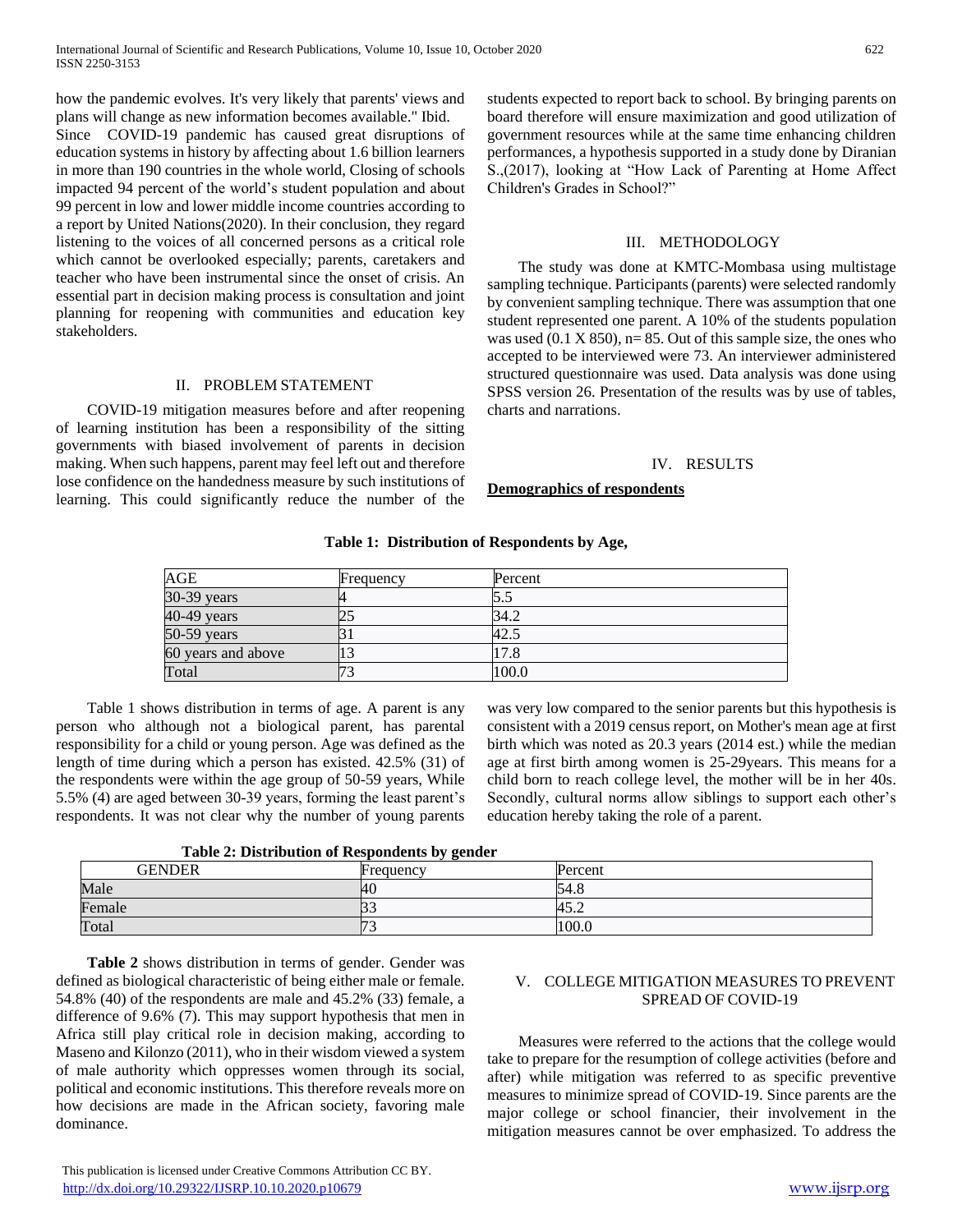how the pandemic evolves. It's very likely that parents' views and plans will change as new information becomes available." Ibid.

Since COVID-19 pandemic has caused great disruptions of education systems in history by affecting about 1.6 billion learners in more than 190 countries in the whole world, Closing of schools impacted 94 percent of the world's student population and about 99 percent in low and lower middle income countries according to a report by United Nations(2020). In their conclusion, they regard listening to the voices of all concerned persons as a critical role which cannot be overlooked especially; parents, caretakers and teacher who have been instrumental since the onset of crisis. An essential part in decision making process is consultation and joint planning for reopening with communities and education key stakeholders.

## II. PROBLEM STATEMENT

COVID-19 mitigation measures before and after reopening of learning institution has been a responsibility of the sitting governments with biased involvement of parents in decision making. When such happens, parent may feel left out and therefore lose confidence on the handedness measure by such institutions of learning. This could significantly reduce the number of the students expected to report back to school. By bringing parents on board therefore will ensure maximization and good utilization of government resources while at the same time enhancing children performances, a hypothesis supported in a study done by Diranian S.,(2017), looking at "How Lack of Parenting at Home Affect Children's Grades in School?"

## III. METHODOLOGY

The study was done at KMTC-Mombasa using multistage sampling technique. Participants (parents) were selected randomly by convenient sampling technique. There was assumption that one student represented one parent. A 10% of the students population was used (0.1 X 850), n= 85. Out of this sample size, the ones who accepted to be interviewed were 73. An interviewer administered structured questionnaire was used. Data analysis was done using SPSS version 26. Presentation of the results was by use of tables, charts and narrations.

## IV. RESULTS

**Demographics of respondents**

**Table 1: Distribution of Respondents by Age,**

| AGE | Frequency | Percent |
|---|---|---|
| 30-39 years | 4 | 5.5 |
| 40-49 years | 25 | 34.2 |
| 50-59 years | 31 | 42.5 |
| 60 years and above | 13 | 17.8 |
| Total | 73 | 100.0 |

Table 1 shows distribution in terms of age. A parent is any person who although not a biological parent, has parental responsibility for a child or young person. Age was defined as the length of time during which a person has existed. 42.5% (31) of the respondents were within the age group of 50-59 years, While 5.5% (4) are aged between 30-39 years, forming the least parent's respondents. It was not clear why the number of young parents was very low compared to the senior parents but this hypothesis is consistent with a 2019 census report, on Mother's mean age at first birth which was noted as 20.3 years (2014 est.) while the median age at first birth among women is 25-29years. This means for a child born to reach college level, the mother will be in her 40s. Secondly, cultural norms allow siblings to support each other's education hereby taking the role of a parent.

**Table 2: Distribution of Respondents by gender**

| GENDER | Frequency | Percent |
|---|---|---|
| Male | 40 | 54.8 |
| Female | 33 | 45.2 |
| Total | 73 | 100.0 |

**Table 2** shows distribution in terms of gender. Gender was defined as biological characteristic of being either male or female. 54.8% (40) of the respondents are male and 45.2% (33) female, a difference of 9.6% (7). This may support hypothesis that men in Africa still play critical role in decision making, according to Maseno and Kilonzo (2011), who in their wisdom viewed a system of male authority which oppresses women through its social, political and economic institutions. This therefore reveals more on how decisions are made in the African society, favoring male dominance.

## V. COLLEGE MITIGATION MEASURES TO PREVENT SPREAD OF COVID-19

Measures were referred to the actions that the college would take to prepare for the resumption of college activities (before and after) while mitigation was referred to as specific preventive measures to minimize spread of COVID-19. Since parents are the major college or school financier, their involvement in the mitigation measures cannot be over emphasized. To address the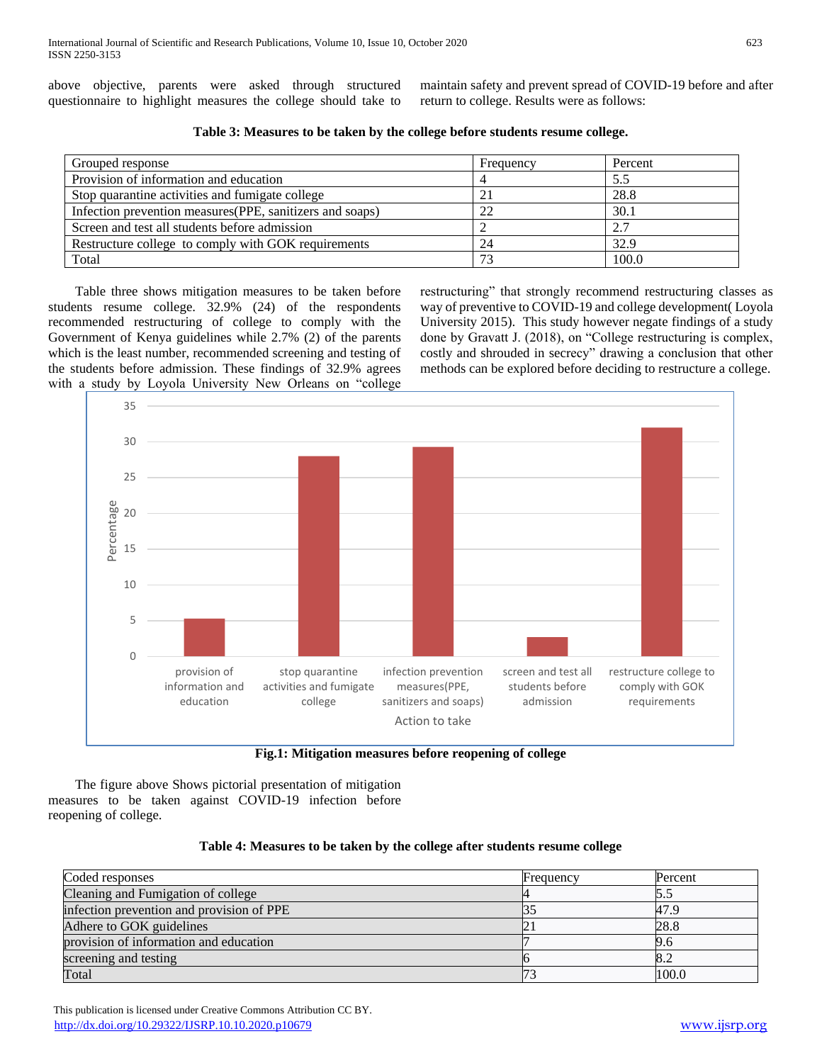above objective, parents were asked through structured questionnaire to highlight measures the college should take to maintain safety and prevent spread of COVID-19 before and after return to college. Results were as follows:

**Table 3: Measures to be taken by the college before students resume college.**

| Grouped response | Frequency | Percent |
|---|---|---|
| Provision of information and education | 4 | 5.5 |
| Stop quarantine activities and fumigate college | 21 | 28.8 |
| Infection prevention measures(PPE, sanitizers and soaps) | 22 | 30.1 |
| Screen and test all students before admission | 2 | 2.7 |
| Restructure college to comply with GOK requirements | 24 | 32.9 |
| Total | 73 | 100.0 |

Table three shows mitigation measures to be taken before students resume college. 32.9% (24) of the respondents recommended restructuring of college to comply with the Government of Kenya guidelines while 2.7% (2) of the parents which is the least number, recommended screening and testing of the students before admission. These findings of 32.9% agrees with a study by Loyola University New Orleans on "college restructuring" that strongly recommend restructuring classes as way of preventive to COVID-19 and college development( Loyola University 2015). This study however negate findings of a study done by Gravatt J. (2018), on "College restructuring is complex, costly and shrouded in secrecy" drawing a conclusion that other methods can be explored before deciding to restructure a college.

**Fig.1: Mitigation measures before reopening of college**

The figure above Shows pictorial presentation of mitigation measures to be taken against COVID-19 infection before reopening of college.

**Table 4: Measures to be taken by the college after students resume college**

| Coded responses | Frequency | Percent |
|---|---|---|
| Cleaning and Fumigation of college | 4 | 5.5 |
| infection prevention and provision of PPE | 35 | 47.9 |
| Adhere to GOK guidelines | 21 | 28.8 |
| provision of information and education | 7 | 9.6 |
| screening and testing | 6 | 8.2 |
| Total | 73 | 100.0 |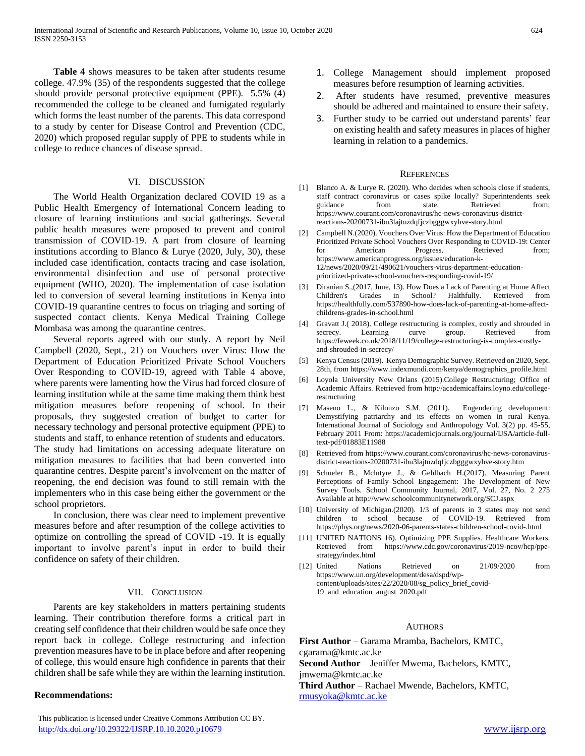**Table 4** shows measures to be taken after students resume college. 47.9% (35) of the respondents suggested that the college should provide personal protective equipment (PPE). 5.5% (4) recommended the college to be cleaned and fumigated regularly which forms the least number of the parents. This data correspond to a study by center for Disease Control and Prevention (CDC, 2020) which proposed regular supply of PPE to students while in college to reduce chances of disease spread.

## VI. DISCUSSION

The World Health Organization declared COVID 19 as a Public Health Emergency of International Concern leading to closure of learning institutions and social gatherings. Several public health measures were proposed to prevent and control transmission of COVID-19. A part from closure of learning institutions according to Blanco & Lurye (2020, July, 30), these included case identification, contacts tracing and case isolation, environmental disinfection and use of personal protective equipment (WHO, 2020). The implementation of case isolation led to conversion of several learning institutions in Kenya into COVID-19 quarantine centres to focus on triaging and sorting of suspected contact clients. Kenya Medical Training College Mombasa was among the quarantine centres.

Several reports agreed with our study. A report by Neil Campbell (2020, Sept., 21) on Vouchers over Virus: How the Department of Education Prioritized Private School Vouchers Over Responding to COVID-19, agreed with Table 4 above, where parents were lamenting how the Virus had forced closure of learning institution while at the same time making them think best mitigation measures before reopening of school. In their proposals, they suggested creation of budget to carter for necessary technology and personal protective equipment (PPE) to students and staff, to enhance retention of students and educators. The study had limitations on accessing adequate literature on mitigation measures to facilities that had been converted into quarantine centres. Despite parent's involvement on the matter of reopening, the end decision was found to still remain with the implementers who in this case being either the government or the school proprietors.

In conclusion, there was clear need to implement preventive measures before and after resumption of the college activities to optimize on controlling the spread of COVID -19. It is equally important to involve parent's input in order to build their confidence on safety of their children.

## VII. CONCLUSION

Parents are key stakeholders in matters pertaining students learning. Their contribution therefore forms a critical part in creating self confidence that their children would be safe once they report back in college. College restructuring and infection prevention measures have to be in place before and after reopening of college, this would ensure high confidence in parents that their children shall be safe while they are within the learning institution.

**Recommendations:**

1. College Management should implement proposed measures before resumption of learning activities.
2. After students have resumed, preventive measures should be adhered and maintained to ensure their safety.
3. Further study to be carried out understand parents' fear on existing health and safety measures in places of higher learning in relation to a pandemics.

## REFERENCES

[1] Blanco A. & Lurye R. (2020). Who decides when schools close if students, staff contract coronavirus or cases spike locally? Superintendents seek guidance from state. Retrieved from; https://www.courant.com/coronavirus/hc-news-coronavirus-district-reactions-20200731-ibu3lajtuzdqfjczbgggwxyhve-story.html

[2] Campbell N.(2020). Vouchers Over Virus: How the Department of Education Prioritized Private School Vouchers Over Responding to COVID-19: Center for American Progress. Retrieved from; https://www.americanprogress.org/issues/education-k-12/news/2020/09/21/490621/vouchers-virus-department-education-prioritized-private-school-vouchers-responding-covid-19/

[3] Diranian S.,(2017, June, 13). How Does a Lack of Parenting at Home Affect Children's Grades in School? Halthfully. Retrieved from https://healthfully.com/537890-how-does-lack-of-parenting-at-home-affect-childrens-grades-in-school.html

[4] Gravatt J.( 2018). College restructuring is complex, costly and shrouded in secrecy. Learning curve group. Retrieved from https://feweek.co.uk/2018/11/19/college-restructuring-is-complex-costly-and-shrouded-in-secrecy/

[5] Kenya Census (2019). Kenya Demographic Survey. Retrieved on 2020, Sept. 28th, from https://www.indexmundi.com/kenya/demographics_profile.html

[6] Loyola University New Orlans (2015).College Restructuring; Office of Academic Affairs. Retrieved from http://academicaffairs.loyno.edu/college-restructuring

[7] Maseno L., & Kilonzo S.M. (2011). Engendering development: Demystifying patriarchy and its effects on women in rural Kenya. International Journal of Sociology and Anthropology Vol. 3(2) pp. 45-55, February 2011 From: https://academicjournals.org/journal/IJSA/article-full-text-pdf/01883E11988

[8] Retrieved from https://www.courant.com/coronavirus/hc-news-coronavirus-district-reactions-20200731-ibu3lajtuzdqfjczbgggwxyhve-story.htm

[9] Schueler B., Mclntyre J., & Gehlbach H.(2017). Measuring Parent Perceptions of Family–School Engagement: The Development of New Survey Tools. School Community Journal, 2017, Vol. 27, No. 2 275 Available at http://www.schoolcommunitynetwork.org/SCJ.aspx

[10] University of Michigan.(2020). 1/3 of parents in 3 states may not send children to school because of COVID-19. Retrieved from https://phys.org/news/2020-06-parents-states-children-school-covid-.html

[11] UNITED NATIONS 16). Optimizing PPE Supplies. Healthcare Workers. Retrieved from https://www.cdc.gov/coronavirus/2019-ncov/hcp/ppe-strategy/index.html

[12] United Nations Retrieved on 21/09/2020 from https://www.un.org/development/desa/dspd/wp-content/uploads/sites/22/2020/08/sg_policy_brief_covid-19_and_education_august_2020.pdf

## AUTHORS

**First Author** – Garama Mramba, Bachelors, KMTC, cgarama@kmtc.ac.ke

**Second Author** – Jeniffer Mwema, Bachelors, KMTC, jmwema@kmtc.ac.ke

**Third Author** – Rachael Mwende, Bachelors, KMTC, rmusyoka@kmtc.ac.ke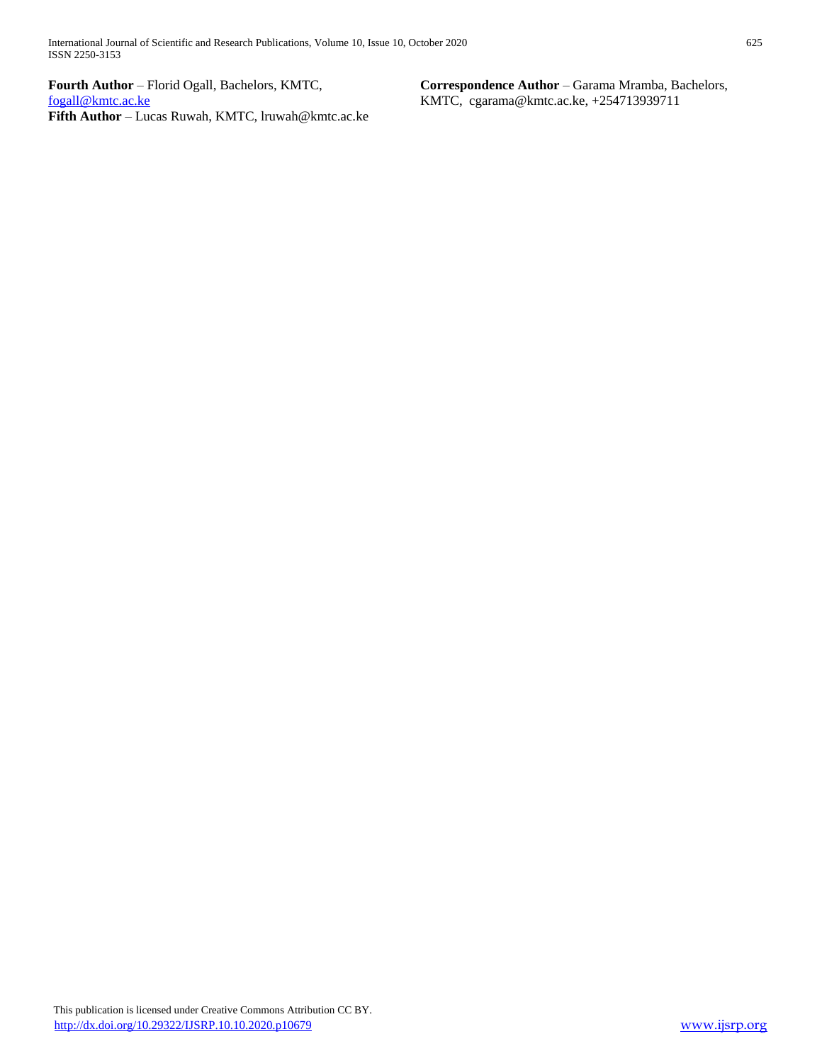**Fourth Author** – Florid Ogall, Bachelors, KMTC, fogall@kmtc.ac.ke

**Fifth Author** – Lucas Ruwah, KMTC, lruwah@kmtc.ac.ke

**Correspondence Author** – Garama Mramba, Bachelors, KMTC, cgarama@kmtc.ac.ke, +254713939711

This publication is licensed under Creative Commons Attribution CC BY.
http://dx.doi.org/10.29322/IJSRP.10.10.2020.p10679